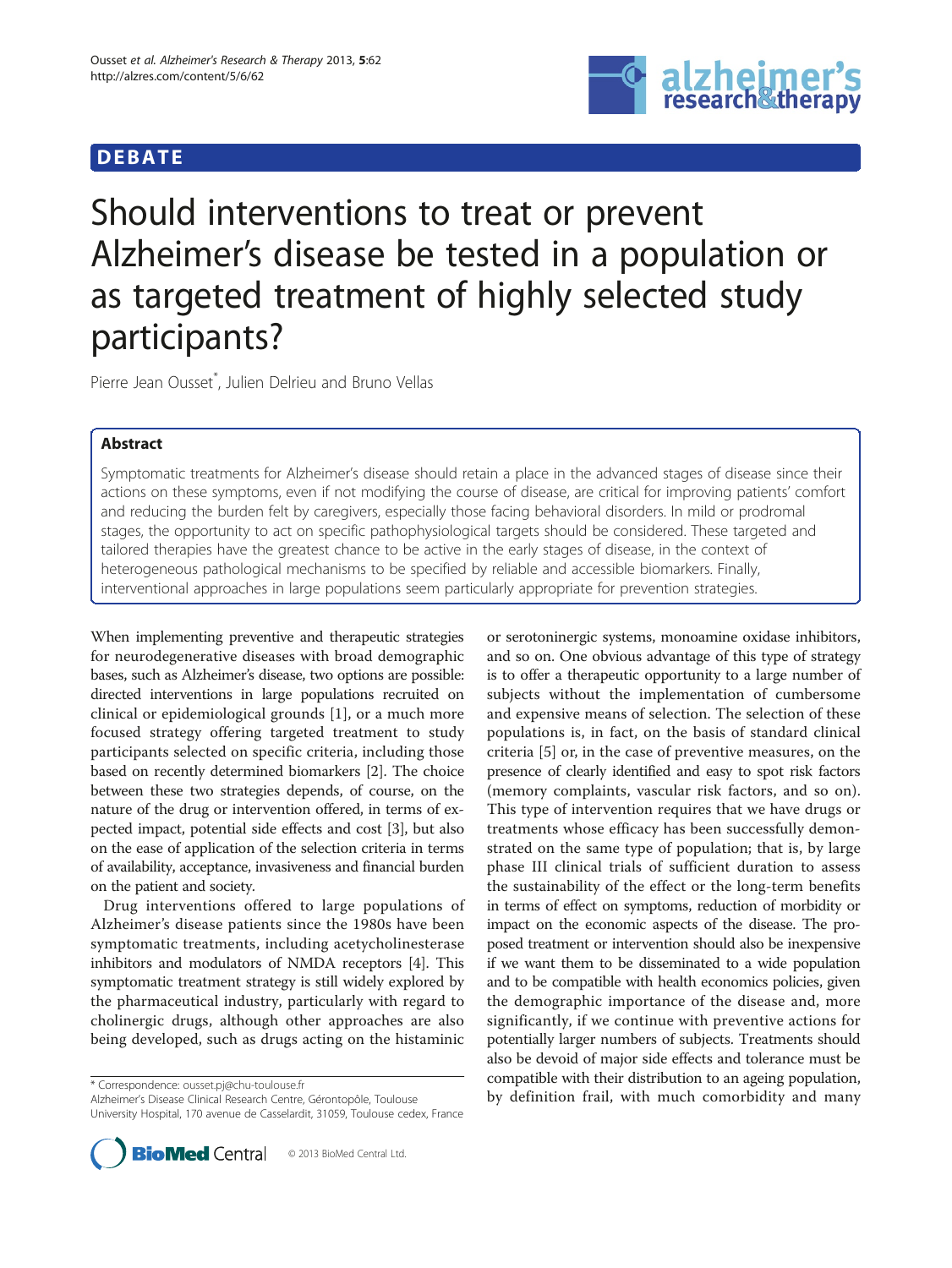DEBATE

# Should interventions to treat or prevent Alzheimer's disease be tested in a population or as targeted treatment of highly selected study participants?

Pierre Jean Ousset*, Julien Delrieu and Bruno Vellas

## Abstract

Symptomatic treatments for Alzheimer's disease should retain a place in the advanced stages of disease since their actions on these symptoms, even if not modifying the course of disease, are critical for improving patients' comfort and reducing the burden felt by caregivers, especially those facing behavioral disorders. In mild or prodromal stages, the opportunity to act on specific pathophysiological targets should be considered. These targeted and tailored therapies have the greatest chance to be active in the early stages of disease, in the context of heterogeneous pathological mechanisms to be specified by reliable and accessible biomarkers. Finally, interventional approaches in large populations seem particularly appropriate for prevention strategies.

When implementing preventive and therapeutic strategies for neurodegenerative diseases with broad demographic bases, such as Alzheimer's disease, two options are possible: directed interventions in large populations recruited on clinical or epidemiological grounds [1], or a much more focused strategy offering targeted treatment to study participants selected on specific criteria, including those based on recently determined biomarkers [2]. The choice between these two strategies depends, of course, on the nature of the drug or intervention offered, in terms of expected impact, potential side effects and cost [3], but also on the ease of application of the selection criteria in terms of availability, acceptance, invasiveness and financial burden on the patient and society.

Drug interventions offered to large populations of Alzheimer's disease patients since the 1980s have been symptomatic treatments, including acetycholinesterase inhibitors and modulators of NMDA receptors [4]. This symptomatic treatment strategy is still widely explored by the pharmaceutical industry, particularly with regard to cholinergic drugs, although other approaches are also being developed, such as drugs acting on the histaminic or serotoninergic systems, monoamine oxidase inhibitors, and so on. One obvious advantage of this type of strategy is to offer a therapeutic opportunity to a large number of subjects without the implementation of cumbersome and expensive means of selection. The selection of these populations is, in fact, on the basis of standard clinical criteria [5] or, in the case of preventive measures, on the presence of clearly identified and easy to spot risk factors (memory complaints, vascular risk factors, and so on). This type of intervention requires that we have drugs or treatments whose efficacy has been successfully demonstrated on the same type of population; that is, by large phase III clinical trials of sufficient duration to assess the sustainability of the effect or the long-term benefits in terms of effect on symptoms, reduction of morbidity or impact on the economic aspects of the disease. The proposed treatment or intervention should also be inexpensive if we want them to be disseminated to a wide population and to be compatible with health economics policies, given the demographic importance of the disease and, more significantly, if we continue with preventive actions for potentially larger numbers of subjects. Treatments should also be devoid of major side effects and tolerance must be compatible with their distribution to an ageing population, by definition frail, with much comorbidity and many

\* Correspondence: ousset.pj@chu-toulouse.fr
Alzheimer's Disease Clinical Research Centre, Gérontopôle, Toulouse University Hospital, 170 avenue de Casselardit, 31059, Toulouse cedex, France

© 2013 BioMed Central Ltd.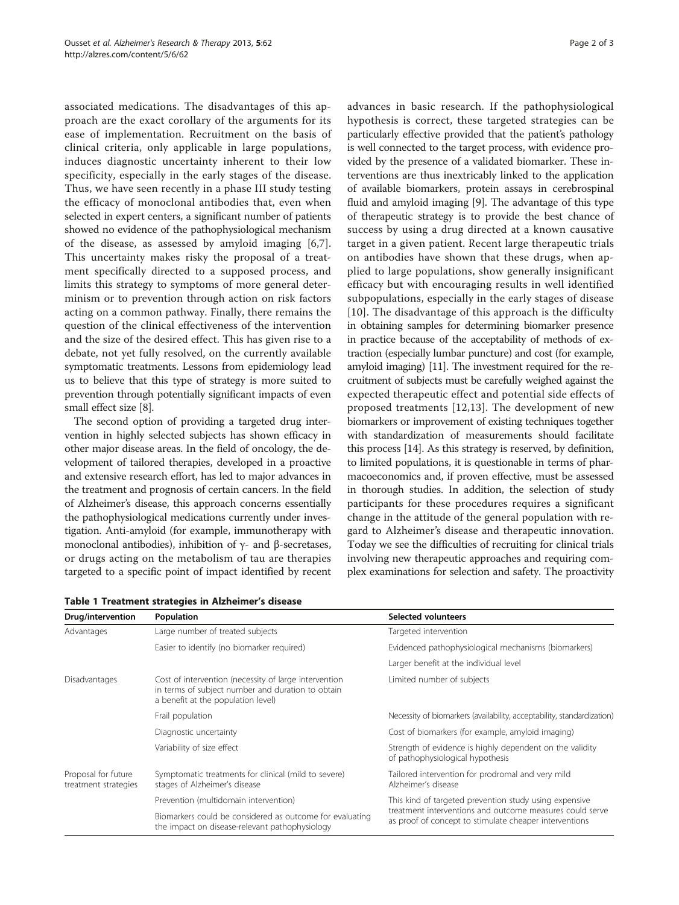associated medications. The disadvantages of this approach are the exact corollary of the arguments for its ease of implementation. Recruitment on the basis of clinical criteria, only applicable in large populations, induces diagnostic uncertainty inherent to their low specificity, especially in the early stages of the disease. Thus, we have seen recently in a phase III study testing the efficacy of monoclonal antibodies that, even when selected in expert centers, a significant number of patients showed no evidence of the pathophysiological mechanism of the disease, as assessed by amyloid imaging [6,7]. This uncertainty makes risky the proposal of a treatment specifically directed to a supposed process, and limits this strategy to symptoms of more general determinism or to prevention through action on risk factors acting on a common pathway. Finally, there remains the question of the clinical effectiveness of the intervention and the size of the desired effect. This has given rise to a debate, not yet fully resolved, on the currently available symptomatic treatments. Lessons from epidemiology lead us to believe that this type of strategy is more suited to prevention through potentially significant impacts of even small effect size [8].

The second option of providing a targeted drug intervention in highly selected subjects has shown efficacy in other major disease areas. In the field of oncology, the development of tailored therapies, developed in a proactive and extensive research effort, has led to major advances in the treatment and prognosis of certain cancers. In the field of Alzheimer's disease, this approach concerns essentially the pathophysiological medications currently under investigation. Anti-amyloid (for example, immunotherapy with monoclonal antibodies), inhibition of γ- and β-secretases, or drugs acting on the metabolism of tau are therapies targeted to a specific point of impact identified by recent advances in basic research. If the pathophysiological hypothesis is correct, these targeted strategies can be particularly effective provided that the patient's pathology is well connected to the target process, with evidence provided by the presence of a validated biomarker. These interventions are thus inextricably linked to the application of available biomarkers, protein assays in cerebrospinal fluid and amyloid imaging [9]. The advantage of this type of therapeutic strategy is to provide the best chance of success by using a drug directed at a known causative target in a given patient. Recent large therapeutic trials on antibodies have shown that these drugs, when applied to large populations, show generally insignificant efficacy but with encouraging results in well identified subpopulations, especially in the early stages of disease [10]. The disadvantage of this approach is the difficulty in obtaining samples for determining biomarker presence in practice because of the acceptability of methods of extraction (especially lumbar puncture) and cost (for example, amyloid imaging) [11]. The investment required for the recruitment of subjects must be carefully weighed against the expected therapeutic effect and potential side effects of proposed treatments [12,13]. The development of new biomarkers or improvement of existing techniques together with standardization of measurements should facilitate this process [14]. As this strategy is reserved, by definition, to limited populations, it is questionable in terms of pharmacoeconomics and, if proven effective, must be assessed in thorough studies. In addition, the selection of study participants for these procedures requires a significant change in the attitude of the general population with regard to Alzheimer's disease and therapeutic innovation. Today we see the difficulties of recruiting for clinical trials involving new therapeutic approaches and requiring complex examinations for selection and safety. The proactivity

**Table 1 Treatment strategies in Alzheimer's disease**

| Drug/intervention | Population | Selected volunteers |
|---|---|---|
| Advantages | Large number of treated subjects | Targeted intervention |
| | Easier to identify (no biomarker required) | Evidenced pathophysiological mechanisms (biomarkers) |
| | | Larger benefit at the individual level |
| Disadvantages | Cost of intervention (necessity of large intervention in terms of subject number and duration to obtain a benefit at the population level) | Limited number of subjects |
| | Frail population | Necessity of biomarkers (availability, acceptability, standardization) |
| | Diagnostic uncertainty | Cost of biomarkers (for example, amyloid imaging) |
| | Variability of size effect | Strength of evidence is highly dependent on the validity of pathophysiological hypothesis |
| Proposal for future treatment strategies | Symptomatic treatments for clinical (mild to severe) stages of Alzheimer's disease | Tailored intervention for prodromal and very mild Alzheimer's disease |
| | Prevention (multidomain intervention) | This kind of targeted prevention study using expensive treatment interventions and outcome measures could serve as proof of concept to stimulate cheaper interventions |
| | Biomarkers could be considered as outcome for evaluating the impact on disease-relevant pathophysiology | |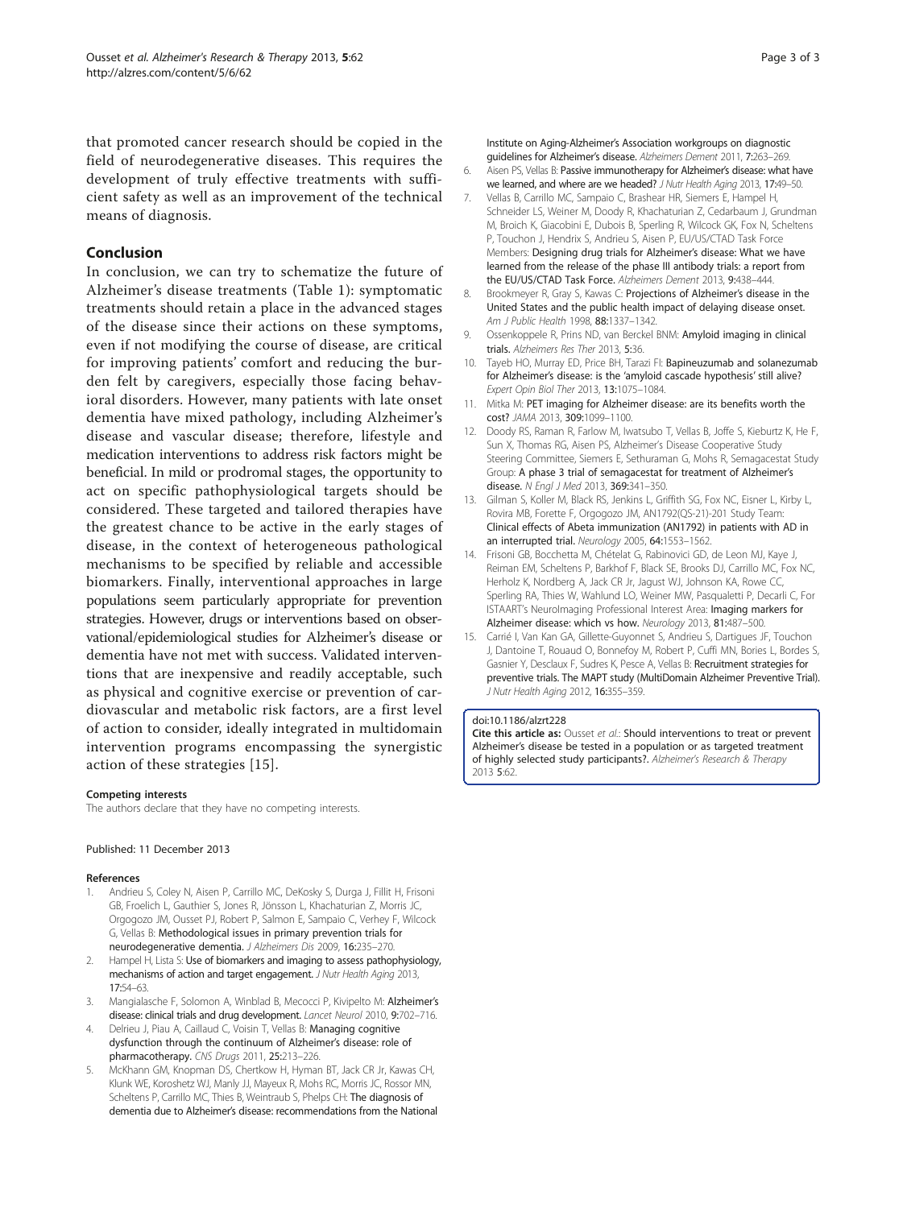that promoted cancer research should be copied in the field of neurodegenerative diseases. This requires the development of truly effective treatments with sufficient safety as well as an improvement of the technical means of diagnosis.

## Conclusion

In conclusion, we can try to schematize the future of Alzheimer's disease treatments (Table 1): symptomatic treatments should retain a place in the advanced stages of the disease since their actions on these symptoms, even if not modifying the course of disease, are critical for improving patients' comfort and reducing the burden felt by caregivers, especially those facing behavioral disorders. However, many patients with late onset dementia have mixed pathology, including Alzheimer's disease and vascular disease; therefore, lifestyle and medication interventions to address risk factors might be beneficial. In mild or prodromal stages, the opportunity to act on specific pathophysiological targets should be considered. These targeted and tailored therapies have the greatest chance to be active in the early stages of disease, in the context of heterogeneous pathological mechanisms to be specified by reliable and accessible biomarkers. Finally, interventional approaches in large populations seem particularly appropriate for prevention strategies. However, drugs or interventions based on observational/epidemiological studies for Alzheimer's disease or dementia have not met with success. Validated interventions that are inexpensive and readily acceptable, such as physical and cognitive exercise or prevention of cardiovascular and metabolic risk factors, are a first level of action to consider, ideally integrated in multidomain intervention programs encompassing the synergistic action of these strategies [15].

#### Competing interests

The authors declare that they have no competing interests.

Published: 11 December 2013

#### References

1. Andrieu S, Coley N, Aisen P, Carrillo MC, DeKosky S, Durga J, Fillit H, Frisoni GB, Froelich L, Gauthier S, Jones R, Jönsson L, Khachaturian Z, Morris JC, Orgogozo JM, Ousset PJ, Robert P, Salmon E, Sampaio C, Verhey F, Wilcock G, Vellas B: **Methodological issues in primary prevention trials for neurodegenerative dementia.** *J Alzheimers Dis* 2009, **16:**235–270.
2. Hampel H, Lista S: **Use of biomarkers and imaging to assess pathophysiology, mechanisms of action and target engagement.** *J Nutr Health Aging* 2013, **17:**54–63.
3. Mangialasche F, Solomon A, Winblad B, Mecocci P, Kivipelto M: **Alzheimer's disease: clinical trials and drug development.** *Lancet Neurol* 2010, **9:**702–716.
4. Delrieu J, Piau A, Caillaud C, Voisin T, Vellas B: **Managing cognitive dysfunction through the continuum of Alzheimer's disease: role of pharmacotherapy.** *CNS Drugs* 2011, **25:**213–226.
5. McKhann GM, Knopman DS, Chertkow H, Hyman BT, Jack CR Jr, Kawas CH, Klunk WE, Koroshetz WJ, Manly JJ, Mayeux R, Mohs RC, Morris JC, Rossor MN, Scheltens P, Carrillo MC, Thies B, Weintraub S, Phelps CH: **The diagnosis of dementia due to Alzheimer's disease: recommendations from the National Institute on Aging-Alzheimer's Association workgroups on diagnostic guidelines for Alzheimer's disease.** *Alzheimers Dement* 2011, **7:**263–269.
6. Aisen PS, Vellas B: **Passive immunotherapy for Alzheimer's disease: what have we learned, and where are we headed?** *J Nutr Health Aging* 2013, **17:**49–50.
7. Vellas B, Carrillo MC, Sampaio C, Brashear HR, Siemers E, Hampel H, Schneider LS, Weiner M, Doody R, Khachaturian Z, Cedarbaum J, Grundman M, Broich K, Giacobini E, Dubois B, Sperling R, Wilcock GK, Fox N, Scheltens P, Touchon J, Hendrix S, Andrieu S, Aisen P, EU/US/CTAD Task Force Members: **Designing drug trials for Alzheimer's disease: What we have learned from the release of the phase III antibody trials: a report from the EU/US/CTAD Task Force.** *Alzheimers Dement* 2013, **9:**438–444.
8. Brookmeyer R, Gray S, Kawas C: **Projections of Alzheimer's disease in the United States and the public health impact of delaying disease onset.** *Am J Public Health* 1998, **88:**1337–1342.
9. Ossenkoppele R, Prins ND, van Berckel BNM: **Amyloid imaging in clinical trials.** *Alzheimers Res Ther* 2013, **5:**36.
10. Tayeb HO, Murray ED, Price BH, Tarazi FI: **Bapineuzumab and solanezumab for Alzheimer's disease: is the 'amyloid cascade hypothesis' still alive?** *Expert Opin Biol Ther* 2013, **13:**1075–1084.
11. Mitka M: **PET imaging for Alzheimer disease: are its benefits worth the cost?** *JAMA* 2013, **309:**1099–1100.
12. Doody RS, Raman R, Farlow M, Iwatsubo T, Vellas B, Joffe S, Kieburtz K, He F, Sun X, Thomas RG, Aisen PS, Alzheimer's Disease Cooperative Study Steering Committee, Siemers E, Sethuraman G, Mohs R, Semagacestat Study Group: **A phase 3 trial of semagacestat for treatment of Alzheimer's disease.** *N Engl J Med* 2013, **369:**341–350.
13. Gilman S, Koller M, Black RS, Jenkins L, Griffith SG, Fox NC, Eisner L, Kirby L, Rovira MB, Forette F, Orgogozo JM, AN1792(QS-21)-201 Study Team: **Clinical effects of Abeta immunization (AN1792) in patients with AD in an interrupted trial.** *Neurology* 2005, **64:**1553–1562.
14. Frisoni GB, Bocchetta M, Chételat G, Rabinovici GD, de Leon MJ, Kaye J, Reiman EM, Scheltens P, Barkhof F, Black SE, Brooks DJ, Carrillo MC, Fox NC, Herholz K, Nordberg A, Jack CR Jr, Jagust WJ, Johnson KA, Rowe CC, Sperling RA, Thies W, Wahlund LO, Weiner MW, Pasqualetti P, Decarli C, For ISTAART's NeuroImaging Professional Interest Area: **Imaging markers for Alzheimer disease: which vs how.** *Neurology* 2013, **81:**487–500.
15. Carrié I, Van Kan GA, Gillette-Guyonnet S, Andrieu S, Dartigues JF, Touchon J, Dantoine T, Rouaud O, Bonnefoy M, Robert P, Cuffi MN, Bories L, Bordes S, Gasnier Y, Desclaux F, Sudres K, Pesce A, Vellas B: **Recruitment strategies for preventive trials. The MAPT study (MultiDomain Alzheimer Preventive Trial).** *J Nutr Health Aging* 2012, **16:**355–359.

doi:10.1186/alzrt228

**Cite this article as:** Ousset *et al.*: Should interventions to treat or prevent Alzheimer's disease be tested in a population or as targeted treatment of highly selected study participants?. *Alzheimer's Research & Therapy* 2013 **5**:62.